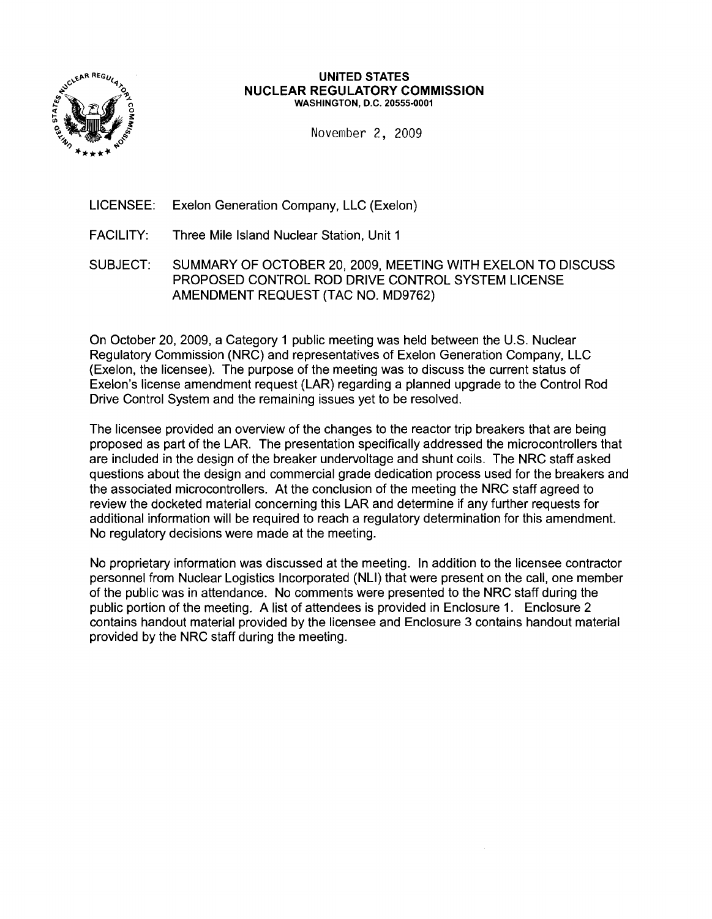**UNITED STATES**
**NUCLEAR REGULATORY COMMISSION**
WASHINGTON, D.C. 20555-0001

November 2, 2009

LICENSEE: Exelon Generation Company, LLC (Exelon)

FACILITY: Three Mile Island Nuclear Station, Unit 1

SUBJECT: SUMMARY OF OCTOBER 20, 2009, MEETING WITH EXELON TO DISCUSS PROPOSED CONTROL ROD DRIVE CONTROL SYSTEM LICENSE AMENDMENT REQUEST (TAC NO. MD9762)

On October 20, 2009, a Category 1 public meeting was held between the U.S. Nuclear Regulatory Commission (NRC) and representatives of Exelon Generation Company, LLC (Exelon, the licensee). The purpose of the meeting was to discuss the current status of Exelon's license amendment request (LAR) regarding a planned upgrade to the Control Rod Drive Control System and the remaining issues yet to be resolved.

The licensee provided an overview of the changes to the reactor trip breakers that are being proposed as part of the LAR. The presentation specifically addressed the microcontrollers that are included in the design of the breaker undervoltage and shunt coils. The NRC staff asked questions about the design and commercial grade dedication process used for the breakers and the associated microcontrollers. At the conclusion of the meeting the NRC staff agreed to review the docketed material concerning this LAR and determine if any further requests for additional information will be required to reach a regulatory determination for this amendment. No regulatory decisions were made at the meeting.

No proprietary information was discussed at the meeting. In addition to the licensee contractor personnel from Nuclear Logistics Incorporated (NLI) that were present on the call, one member of the public was in attendance. No comments were presented to the NRC staff during the public portion of the meeting. A list of attendees is provided in Enclosure 1. Enclosure 2 contains handout material provided by the licensee and Enclosure 3 contains handout material provided by the NRC staff during the meeting.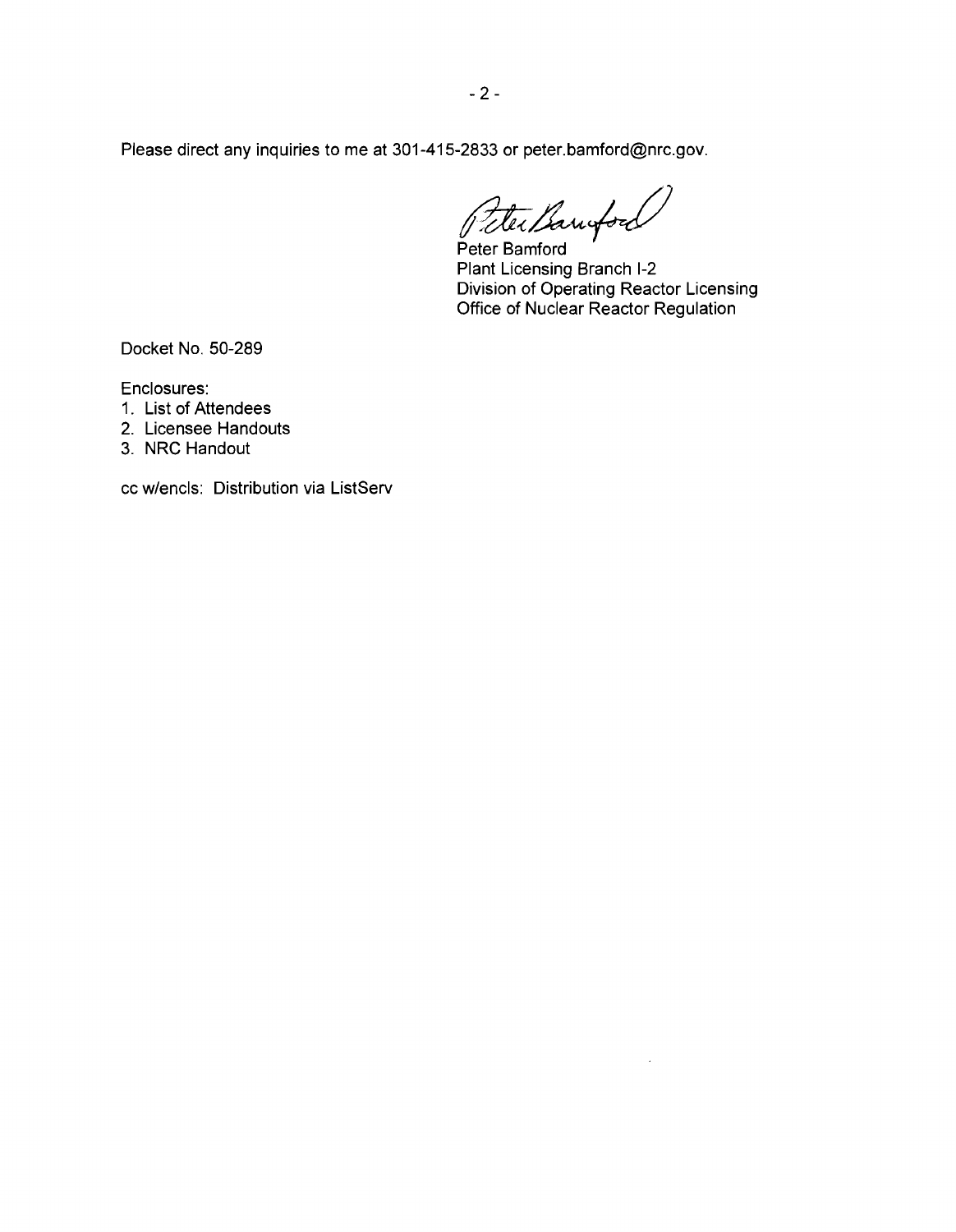Please direct any inquiries to me at 301-415-2833 or peter.bamford@nrc.gov.

Peter Bamford
Plant Licensing Branch I-2
Division of Operating Reactor Licensing
Office of Nuclear Reactor Regulation

Docket No. 50-289

Enclosures:

1. List of Attendees
2. Licensee Handouts
3. NRC Handout

cc w/encls: Distribution via ListServ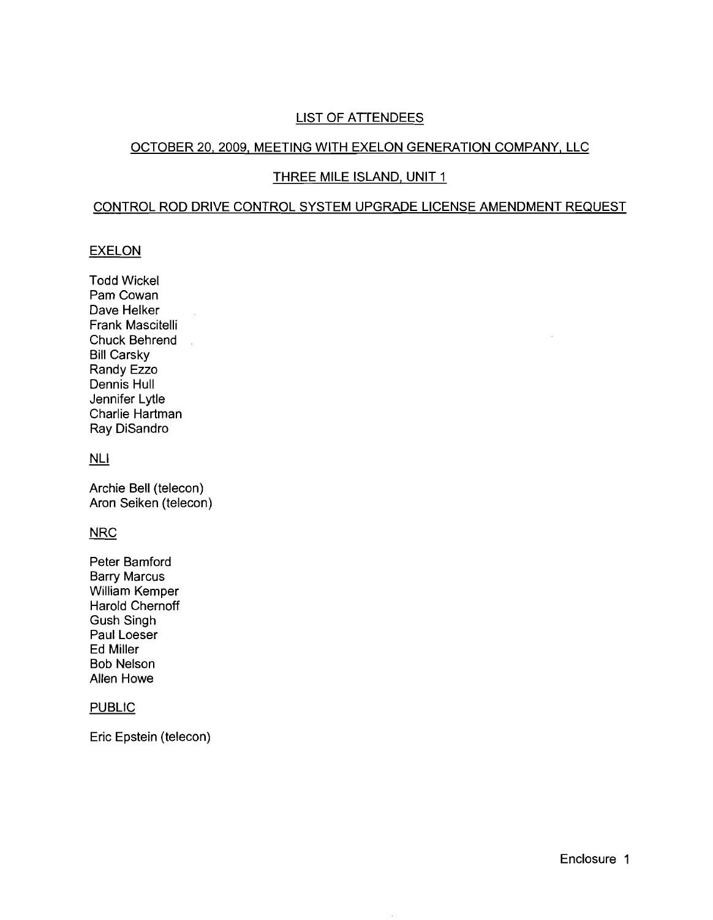# LIST OF ATTENDEES

## OCTOBER 20, 2009, MEETING WITH EXELON GENERATION COMPANY, LLC

## THREE MILE ISLAND, UNIT 1

## CONTROL ROD DRIVE CONTROL SYSTEM UPGRADE LICENSE AMENDMENT REQUEST

### EXELON

Todd Wickel
Pam Cowan
Dave Helker
Frank Mascitelli
Chuck Behrend
Bill Carsky
Randy Ezzo
Dennis Hull
Jennifer Lytle
Charlie Hartman
Ray DiSandro

### NLI

Archie Bell (telecon)
Aron Seiken (telecon)

### NRC

Peter Bamford
Barry Marcus
William Kemper
Harold Chernoff
Gush Singh
Paul Loeser
Ed Miller
Bob Nelson
Allen Howe

### PUBLIC

Eric Epstein (telecon)

Enclosure 1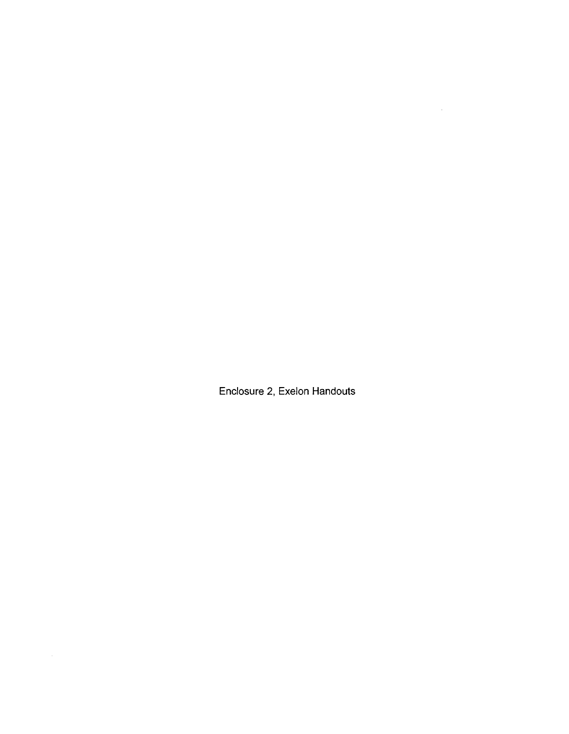Enclosure 2, Exelon Handouts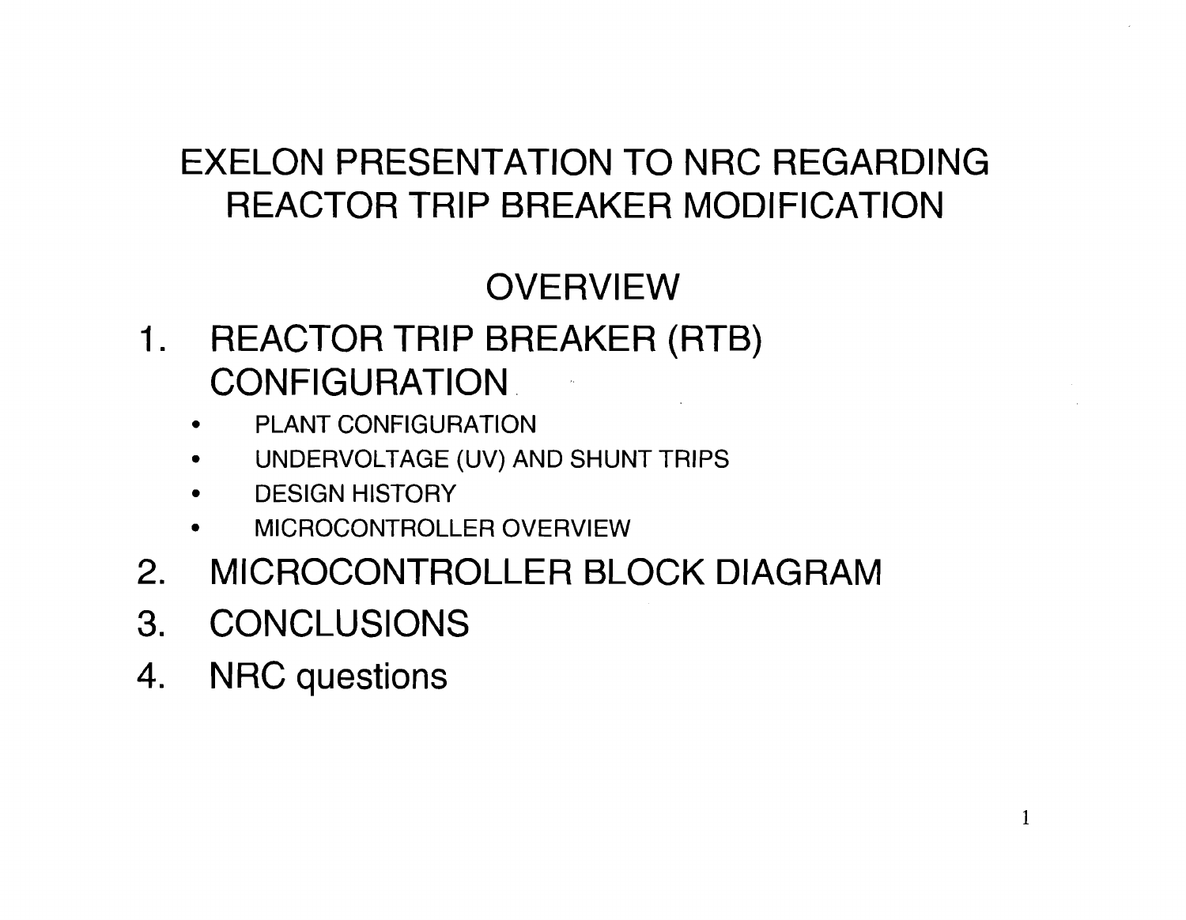# EXELON PRESENTATION TO NRC REGARDING REACTOR TRIP BREAKER MODIFICATION

## OVERVIEW

1. REACTOR TRIP BREAKER (RTB) CONFIGURATION
   - PLANT CONFIGURATION
   - UNDERVOLTAGE (UV) AND SHUNT TRIPS
   - DESIGN HISTORY
   - MICROCONTROLLER OVERVIEW
2. MICROCONTROLLER BLOCK DIAGRAM
3. CONCLUSIONS
4. NRC questions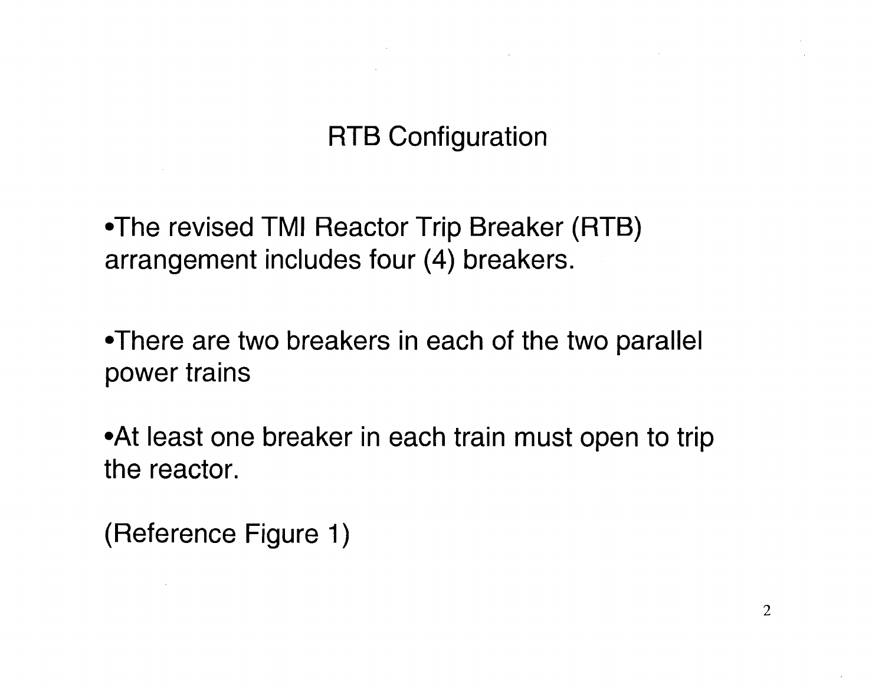# RTB Configuration

- The revised TMI Reactor Trip Breaker (RTB) arrangement includes four (4) breakers.

- There are two breakers in each of the two parallel power trains

- At least one breaker in each train must open to trip the reactor.

(Reference Figure 1)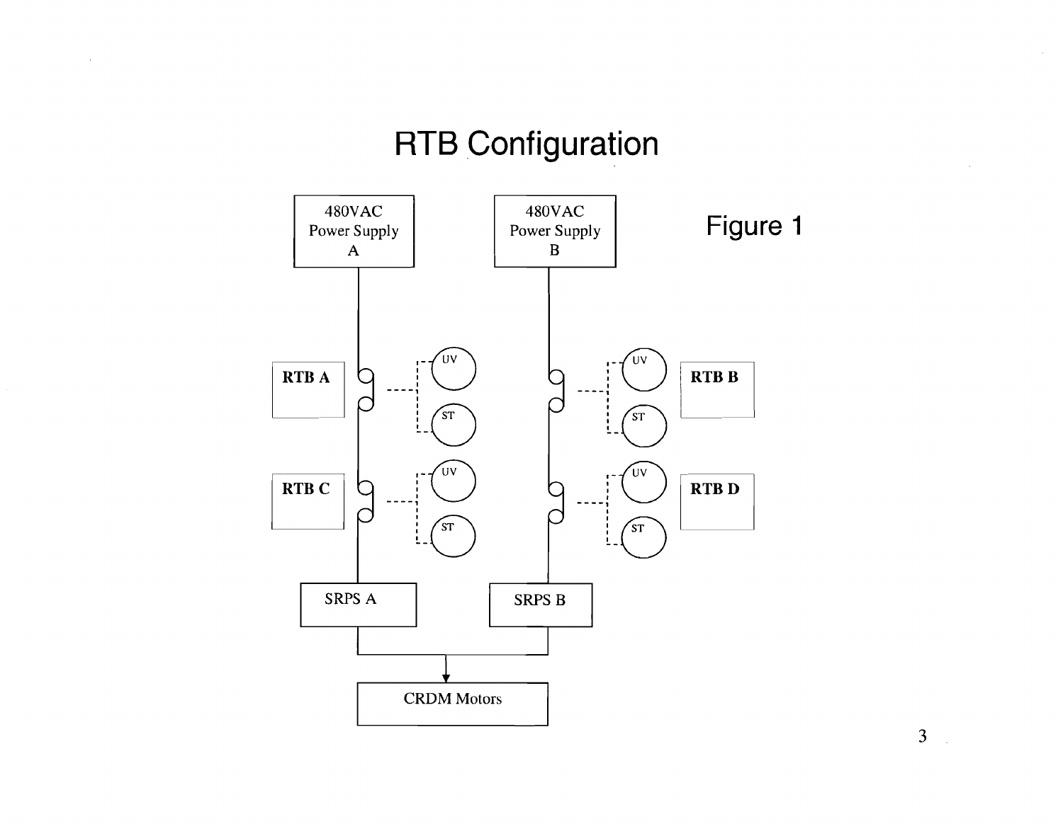# RTB Configuration

Figure 1

480VAC Power Supply A

480VAC Power Supply B

RTB A

RTB B

RTB C

RTB D

UV

ST

SRPS A

SRPS B

CRDM Motors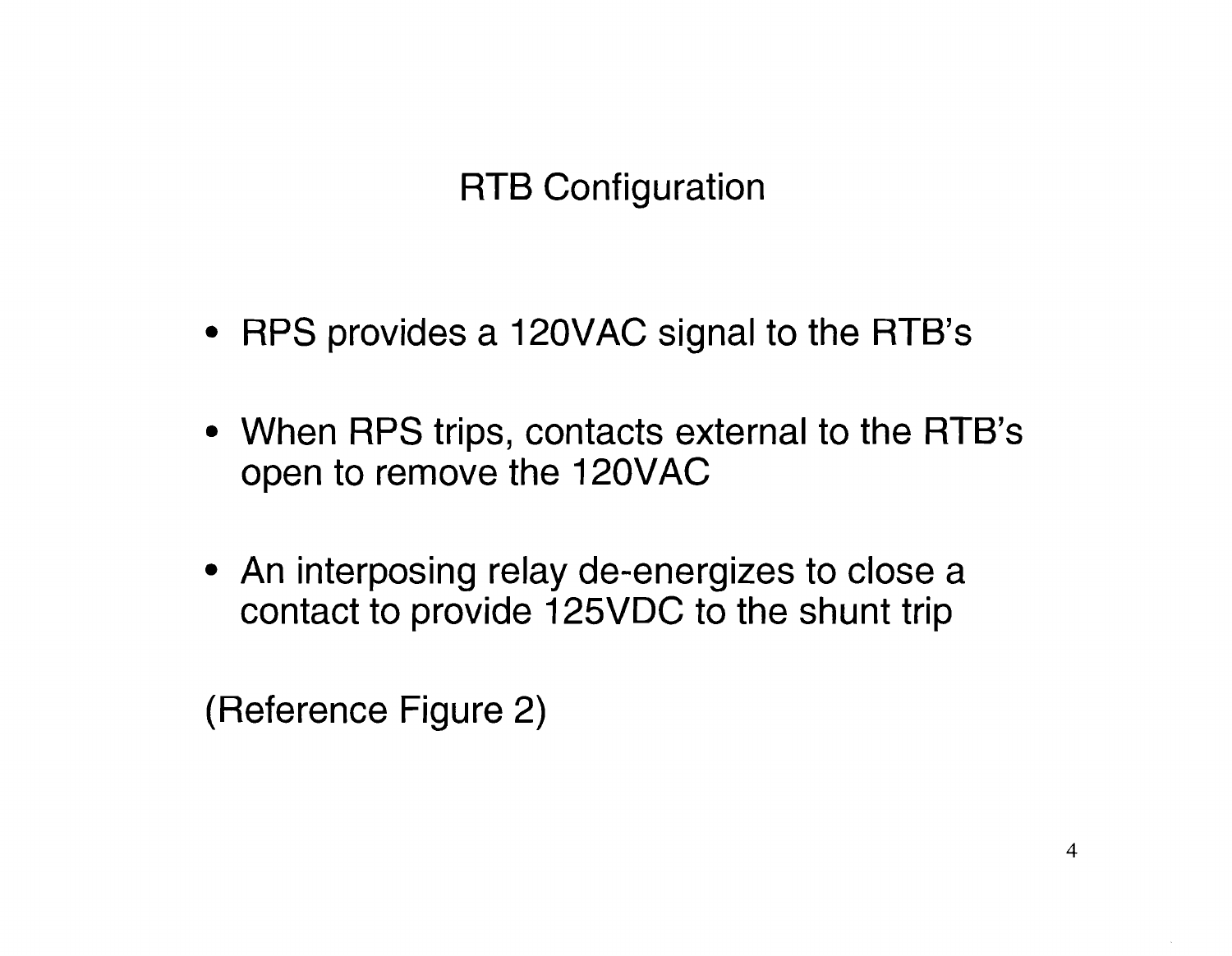# RTB Configuration

- RPS provides a 120VAC signal to the RTB's
- When RPS trips, contacts external to the RTB's open to remove the 120VAC
- An interposing relay de-energizes to close a contact to provide 125VDC to the shunt trip

(Reference Figure 2)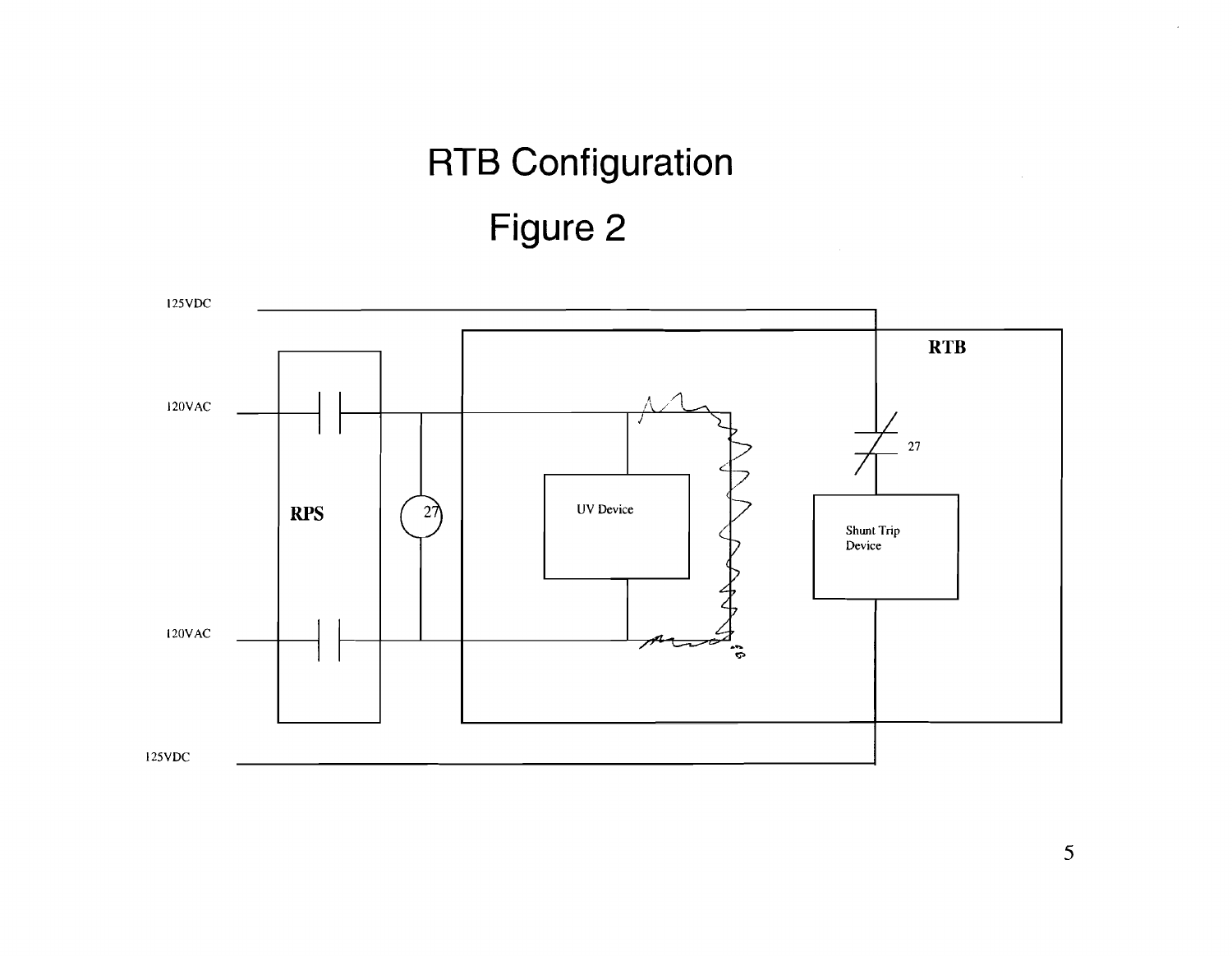# RTB Configuration

## Figure 2

125VDC

120VAC

RPS

27

UV Device

RTB

27

Shunt Trip Device

120VAC

125VDC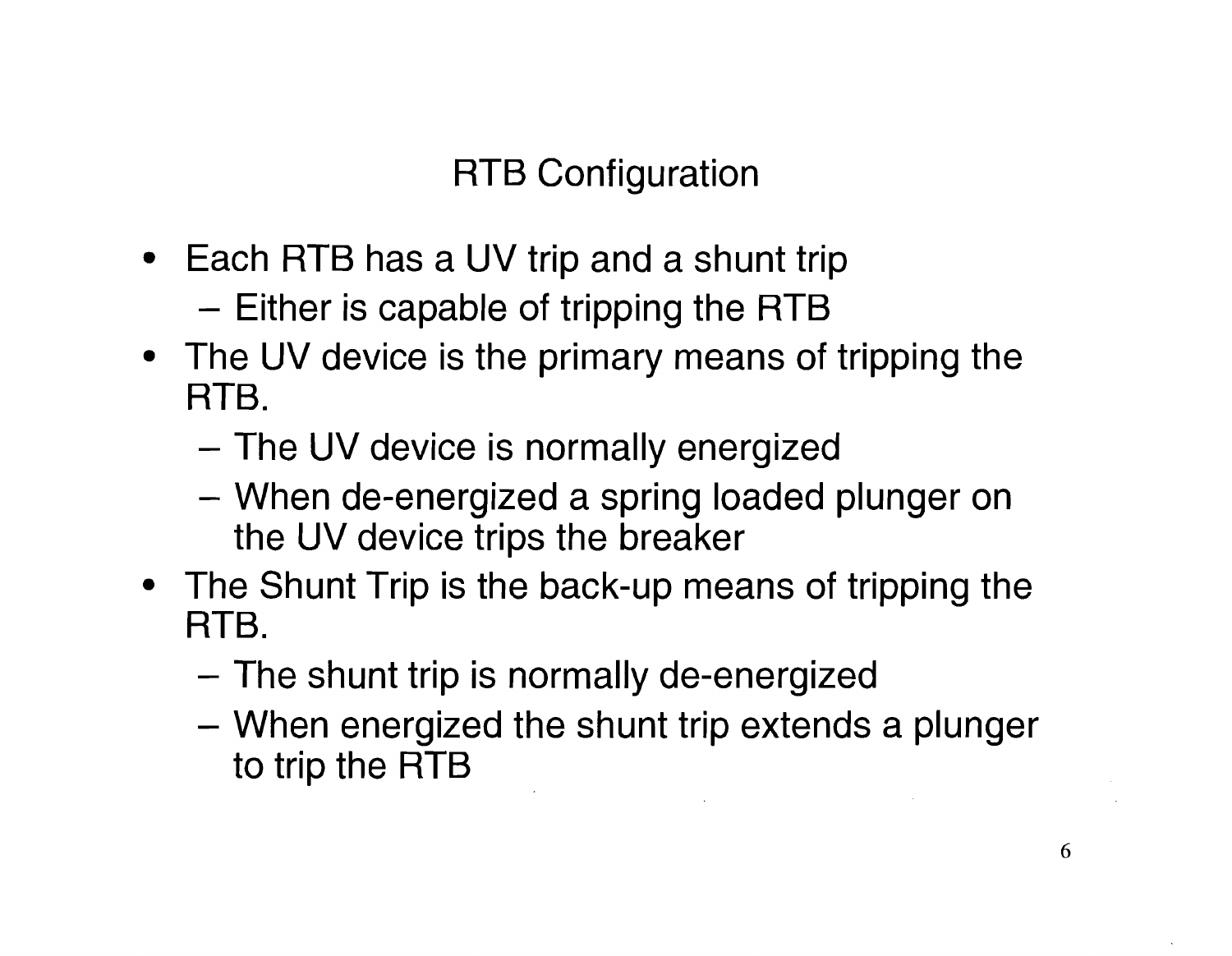# RTB Configuration

- Each RTB has a UV trip and a shunt trip
  - Either is capable of tripping the RTB
- The UV device is the primary means of tripping the RTB.
  - The UV device is normally energized
  - When de-energized a spring loaded plunger on the UV device trips the breaker
- The Shunt Trip is the back-up means of tripping the RTB.
  - The shunt trip is normally de-energized
  - When energized the shunt trip extends a plunger to trip the RTB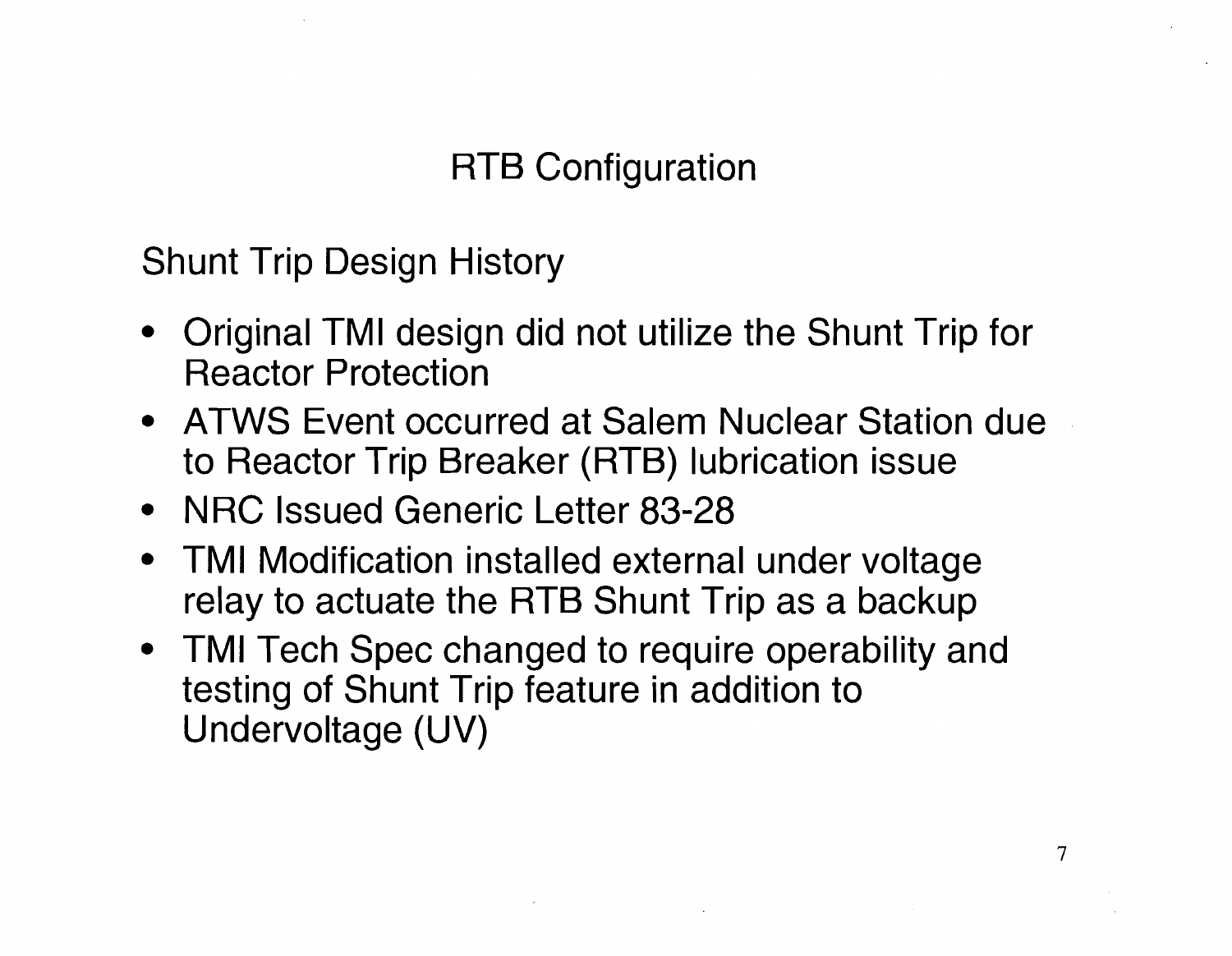# RTB Configuration

## Shunt Trip Design History

- Original TMI design did not utilize the Shunt Trip for Reactor Protection
- ATWS Event occurred at Salem Nuclear Station due to Reactor Trip Breaker (RTB) lubrication issue
- NRC Issued Generic Letter 83-28
- TMI Modification installed external under voltage relay to actuate the RTB Shunt Trip as a backup
- TMI Tech Spec changed to require operability and testing of Shunt Trip feature in addition to Undervoltage (UV)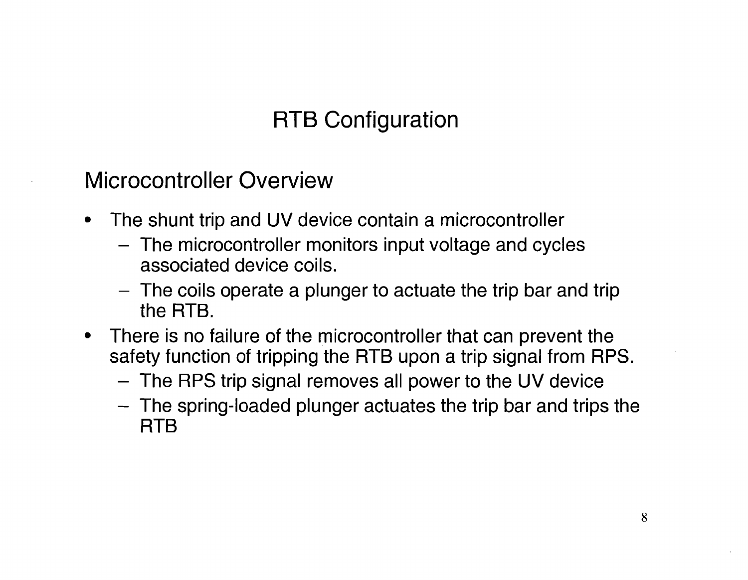# RTB Configuration

## Microcontroller Overview

- The shunt trip and UV device contain a microcontroller
  - The microcontroller monitors input voltage and cycles associated device coils.
  - The coils operate a plunger to actuate the trip bar and trip the RTB.
- There is no failure of the microcontroller that can prevent the safety function of tripping the RTB upon a trip signal from RPS.
  - The RPS trip signal removes all power to the UV device
  - The spring-loaded plunger actuates the trip bar and trips the RTB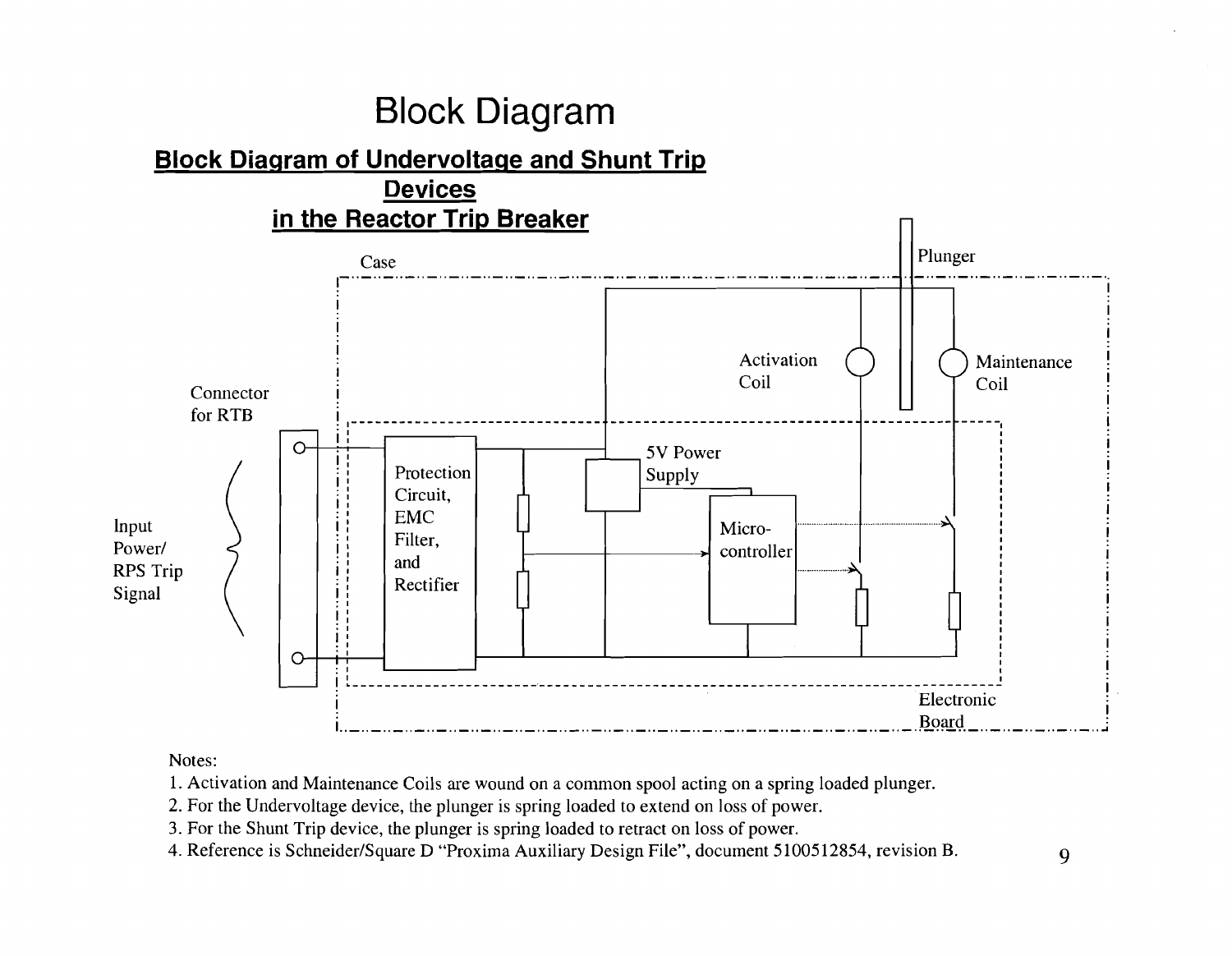# Block Diagram

## Block Diagram of Undervoltage and Shunt Trip Devices in the Reactor Trip Breaker

Case

Plunger

Activation Coil

Maintenance Coil

Connector for RTB

5V Power Supply

Protection Circuit, EMC Filter, and Rectifier

Input Power/ RPS Trip Signal

Micro-controller

Electronic Board

Notes:

1. Activation and Maintenance Coils are wound on a common spool acting on a spring loaded plunger.
2. For the Undervoltage device, the plunger is spring loaded to extend on loss of power.
3. For the Shunt Trip device, the plunger is spring loaded to retract on loss of power.
4. Reference is Schneider/Square D "Proxima Auxiliary Design File", document 5100512854, revision B.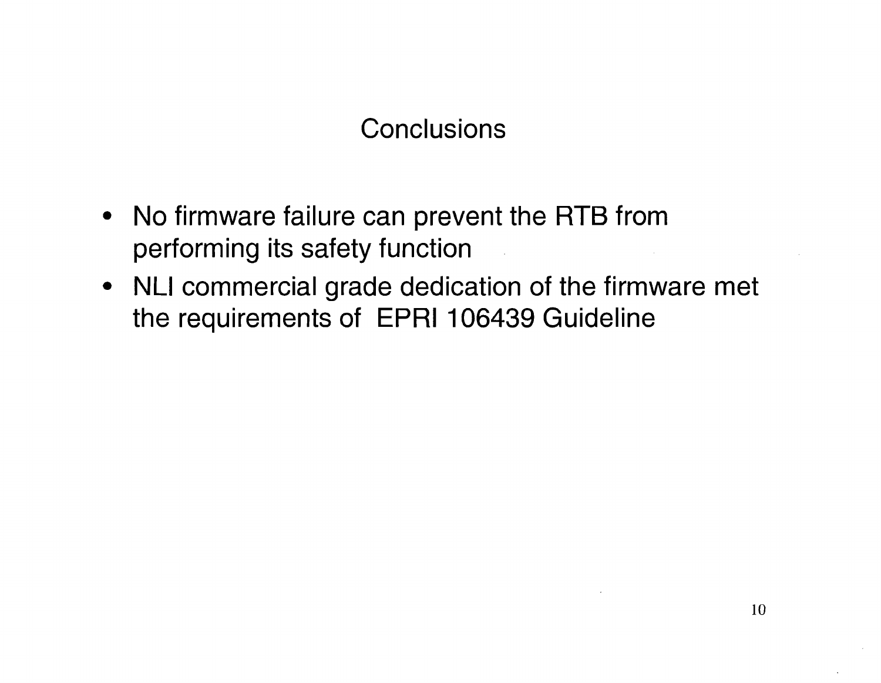# Conclusions

- No firmware failure can prevent the RTB from performing its safety function
- NLI commercial grade dedication of the firmware met the requirements of EPRI 106439 Guideline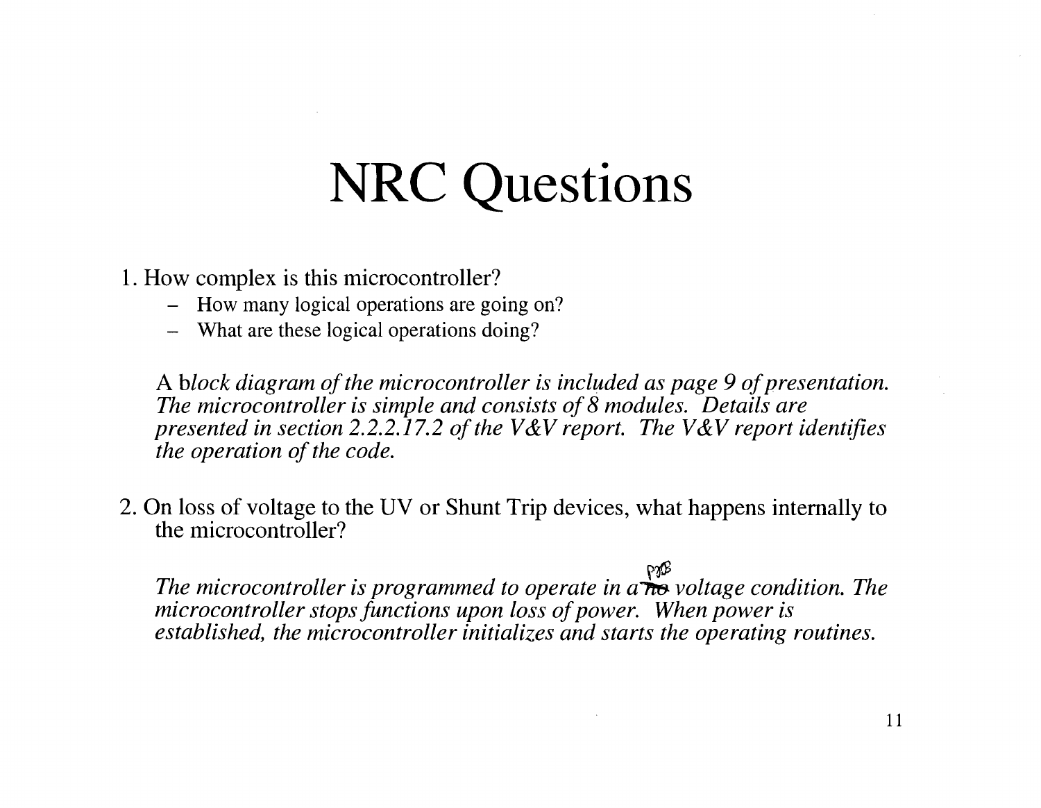# NRC Questions

1. How complex is this microcontroller?
   - How many logical operations are going on?
   - What are these logical operations doing?

   *A block diagram of the microcontroller is included as page 9 of presentation. The microcontroller is simple and consists of 8 modules. Details are presented in section 2.2.2.17.2 of the V&V report. The V&V report identifies the operation of the code.*

2. On loss of voltage to the UV or Shunt Trip devices, what happens internally to the microcontroller?

   *The microcontroller is programmed to operate in a ~~no~~ voltage condition. The microcontroller stops functions upon loss of power. When power is established, the microcontroller initializes and starts the operating routines.*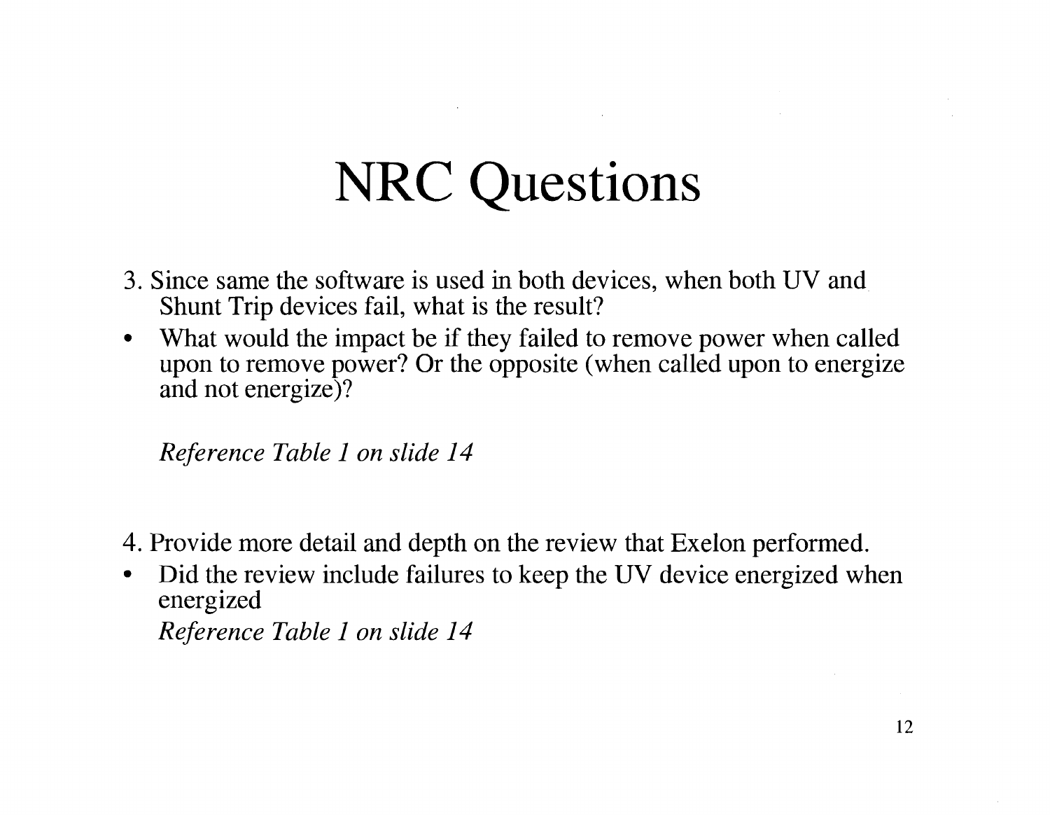# NRC Questions

3. Since same the software is used in both devices, when both UV and Shunt Trip devices fail, what is the result?

- What would the impact be if they failed to remove power when called upon to remove power? Or the opposite (when called upon to energize and not energize)?

  *Reference Table 1 on slide 14*

4. Provide more detail and depth on the review that Exelon performed.

- Did the review include failures to keep the UV device energized when energized

  *Reference Table 1 on slide 14*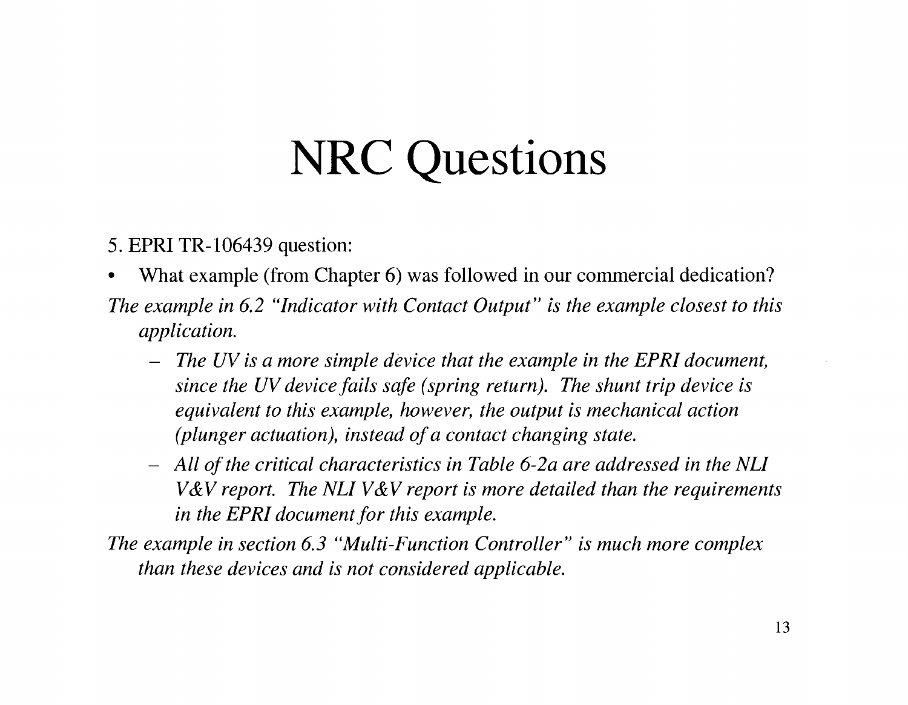# NRC Questions

5. EPRI TR-106439 question:

- What example (from Chapter 6) was followed in our commercial dedication?

*The example in 6.2 "Indicator with Contact Output" is the example closest to this application.*

- *The UV is a more simple device that the example in the EPRI document, since the UV device fails safe (spring return). The shunt trip device is equivalent to this example, however, the output is mechanical action (plunger actuation), instead of a contact changing state.*
- *All of the critical characteristics in Table 6-2a are addressed in the NLI V&V report. The NLI V&V report is more detailed than the requirements in the EPRI document for this example.*

*The example in section 6.3 "Multi-Function Controller" is much more complex than these devices and is not considered applicable.*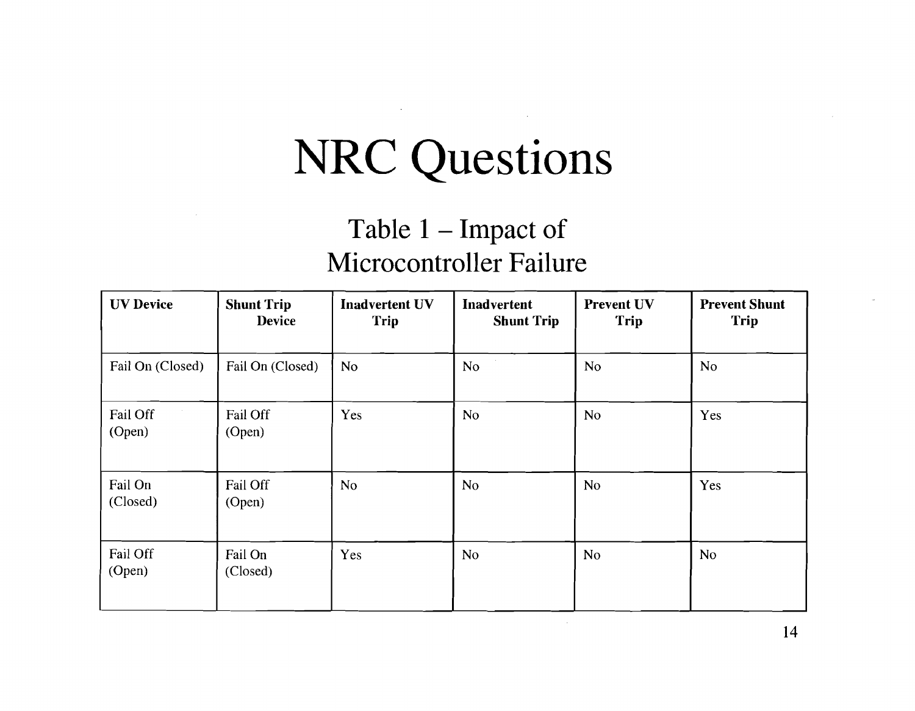# NRC Questions

## Table 1 – Impact of Microcontroller Failure

| UV Device | Shunt Trip Device | Inadvertent UV Trip | Inadvertent Shunt Trip | Prevent UV Trip | Prevent Shunt Trip |
|---|---|---|---|---|---|
| Fail On (Closed) | Fail On (Closed) | No | No | No | No |
| Fail Off (Open) | Fail Off (Open) | Yes | No | No | Yes |
| Fail On (Closed) | Fail Off (Open) | No | No | No | Yes |
| Fail Off (Open) | Fail On (Closed) | Yes | No | No | No |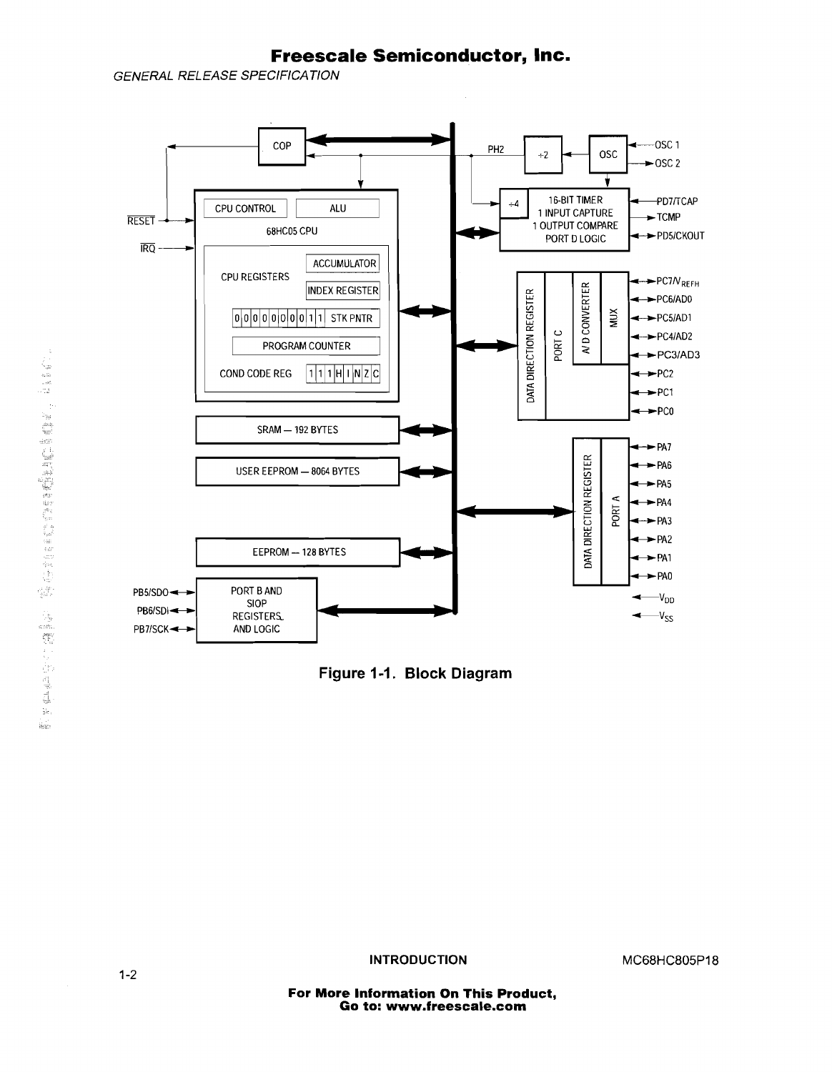CPU CONTROL

ALU

68HC05 CPU

CPU REGISTERS

ACCUMULATOR

INDEX REGISTER

0 0 0 0 0 0 0 0 1 1 STK PNTR

PROGRAM COUNTER

COND CODE REG 1 1 1 H I N Z C

COP

PH2

÷2

OSC

OSC 1

OSC 2

÷4

16-BIT TIMER
1 INPUT CAPTURE
1 OUTPUT COMPARE
PORT D LOGIC

PD7/TCAP

TCMP

PD5/CKOUT

RESET

IRQ

DATA DIRECTION REGISTER

PORT C

A/D CONVERTER

MUX

PC7/$V_{REFH}$

PC6/AD0

PC5/AD1

PC4/AD2

PC3/AD3

PC2

PC1

PC0

SRAM — 192 BYTES

USER EEPROM — 8064 BYTES

EEPROM — 128 BYTES

DATA DIRECTION REGISTER

PORT A

PA7

PA6

PA5

PA4

PA3

PA2

PA1

PA0

$V_{DD}$

$V_{SS}$

PB5/SDO

PB6/SDI

PB7/SCK

PORT B AND
SIOP
REGISTERS
AND LOGIC

**Figure 1-1. Block Diagram**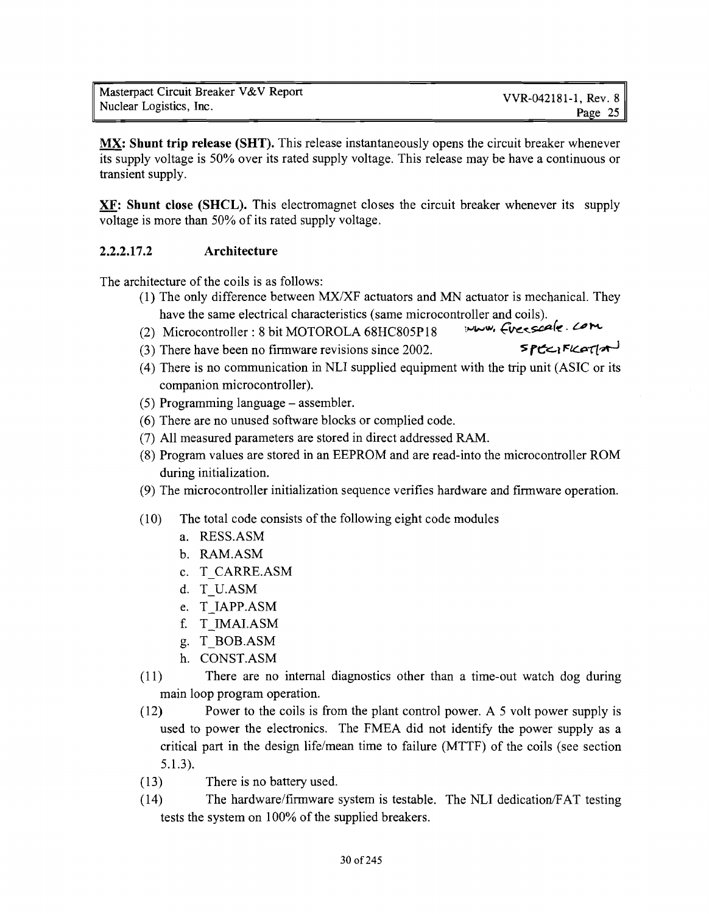**MX: Shunt trip release (SHT).** This release instantaneously opens the circuit breaker whenever its supply voltage is 50% over its rated supply voltage. This release may be have a continuous or transient supply.

**XF: Shunt close (SHCL).** This electromagnet closes the circuit breaker whenever its supply voltage is more than 50% of its rated supply voltage.

### 2.2.2.17.2 Architecture

The architecture of the coils is as follows:

(1) The only difference between MX/XF actuators and MN actuator is mechanical. They have the same electrical characteristics (same microcontroller and coils).
(2) Microcontroller : 8 bit MOTOROLA 68HC805P18 www.freescale.com
(3) There have been no firmware revisions since 2002. specification
(4) There is no communication in NLI supplied equipment with the trip unit (ASIC or its companion microcontroller).
(5) Programming language – assembler.
(6) There are no unused software blocks or complied code.
(7) All measured parameters are stored in direct addressed RAM.
(8) Program values are stored in an EEPROM and are read-into the microcontroller ROM during initialization.
(9) The microcontroller initialization sequence verifies hardware and firmware operation.
(10) The total code consists of the following eight code modules
   a. RESS.ASM
   b. RAM.ASM
   c. T_CARRE.ASM
   d. T_U.ASM
   e. T_IAPP.ASM
   f. T_IMAI.ASM
   g. T_BOB.ASM
   h. CONST.ASM
(11) There are no internal diagnostics other than a time-out watch dog during main loop program operation.
(12) Power to the coils is from the plant control power. A 5 volt power supply is used to power the electronics. The FMEA did not identify the power supply as a critical part in the design life/mean time to failure (MTTF) of the coils (see section 5.1.3).
(13) There is no battery used.
(14) The hardware/firmware system is testable. The NLI dedication/FAT testing tests the system on 100% of the supplied breakers.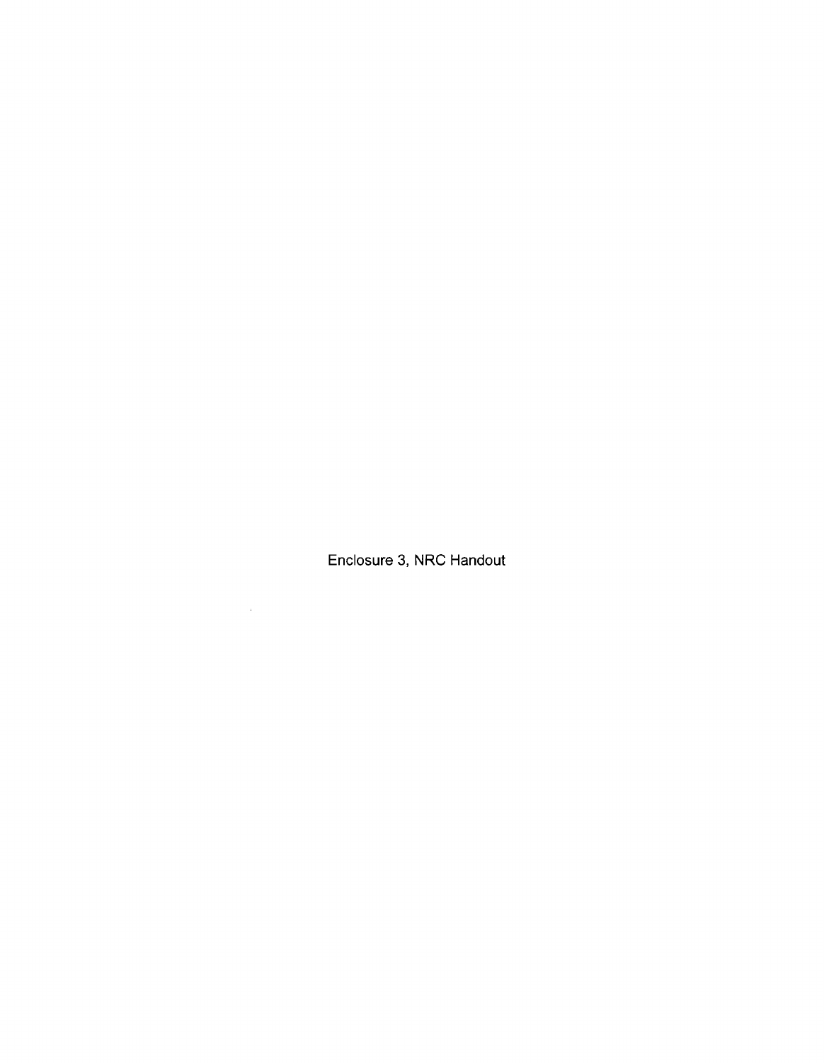Enclosure 3, NRC Handout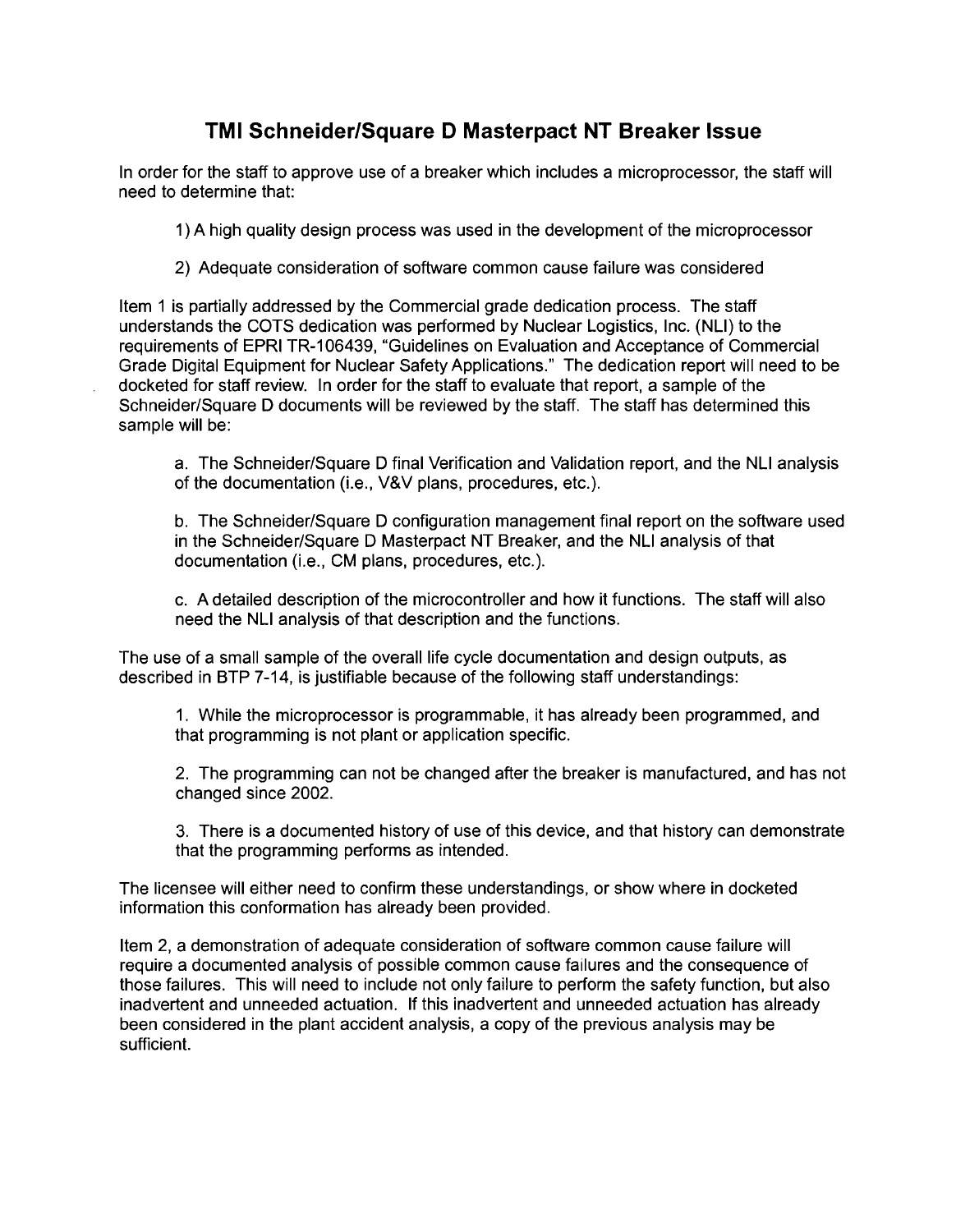# TMI Schneider/Square D Masterpact NT Breaker Issue

In order for the staff to approve use of a breaker which includes a microprocessor, the staff will need to determine that:

1) A high quality design process was used in the development of the microprocessor

2) Adequate consideration of software common cause failure was considered

Item 1 is partially addressed by the Commercial grade dedication process. The staff understands the COTS dedication was performed by Nuclear Logistics, Inc. (NLI) to the requirements of EPRI TR-106439, "Guidelines on Evaluation and Acceptance of Commercial Grade Digital Equipment for Nuclear Safety Applications." The dedication report will need to be docketed for staff review. In order for the staff to evaluate that report, a sample of the Schneider/Square D documents will be reviewed by the staff. The staff has determined this sample will be:

a. The Schneider/Square D final Verification and Validation report, and the NLI analysis of the documentation (i.e., V&V plans, procedures, etc.).

b. The Schneider/Square D configuration management final report on the software used in the Schneider/Square D Masterpact NT Breaker, and the NLI analysis of that documentation (i.e., CM plans, procedures, etc.).

c. A detailed description of the microcontroller and how it functions. The staff will also need the NLI analysis of that description and the functions.

The use of a small sample of the overall life cycle documentation and design outputs, as described in BTP 7-14, is justifiable because of the following staff understandings:

1. While the microprocessor is programmable, it has already been programmed, and that programming is not plant or application specific.

2. The programming can not be changed after the breaker is manufactured, and has not changed since 2002.

3. There is a documented history of use of this device, and that history can demonstrate that the programming performs as intended.

The licensee will either need to confirm these understandings, or show where in docketed information this conformation has already been provided.

Item 2, a demonstration of adequate consideration of software common cause failure will require a documented analysis of possible common cause failures and the consequence of those failures. This will need to include not only failure to perform the safety function, but also inadvertent and unneeded actuation. If this inadvertent and unneeded actuation has already been considered in the plant accident analysis, a copy of the previous analysis may be sufficient.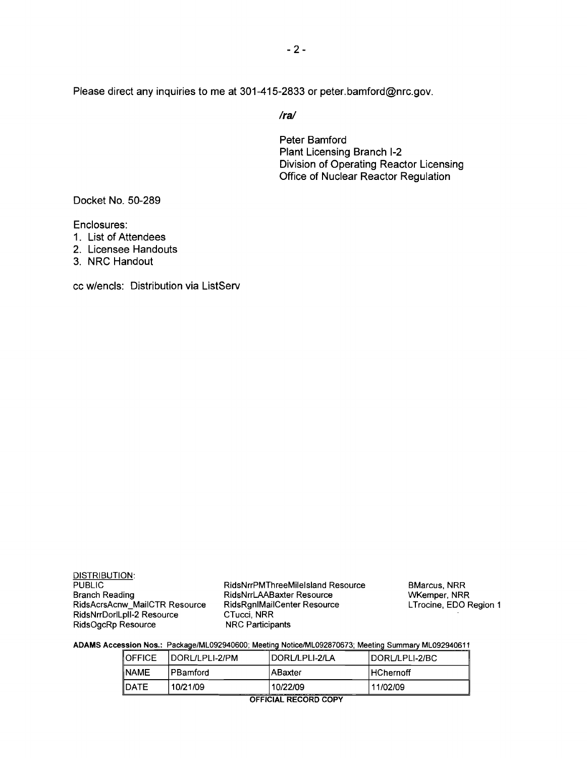Please direct any inquiries to me at 301-415-2833 or peter.bamford@nrc.gov.

*/ra/*

Peter Bamford
Plant Licensing Branch I-2
Division of Operating Reactor Licensing
Office of Nuclear Reactor Regulation

Docket No. 50-289

Enclosures:
1. List of Attendees
2. Licensee Handouts
3. NRC Handout

cc w/encls: Distribution via ListServ

DISTRIBUTION:
PUBLIC
Branch Reading
RidsAcrsAcnw_MailCTR Resource
RidsNrrDorlLpll-2 Resource
RidsOgcRp Resource
RidsNrrPMThreeMileIsland Resource
RidsNrrLAABaxter Resource
RidsRgnlMailCenter Resource
CTucci, NRR
NRC Participants
BMarcus, NRR
WKemper, NRR
LTrocine, EDO Region 1

**ADAMS Accession Nos.:** Package/ML092940600; Meeting Notice/ML092870673; Meeting Summary ML092940611

| OFFICE | DORL/LPLI-2/PM | DORL/LPLI-2/LA | DORL/LPLI-2/BC |
|---|---|---|---|
| NAME | PBamford | ABaxter | HChernoff |
| DATE | 10/21/09 | 10/22/09 | 11/02/09 |

**OFFICIAL RECORD COPY**